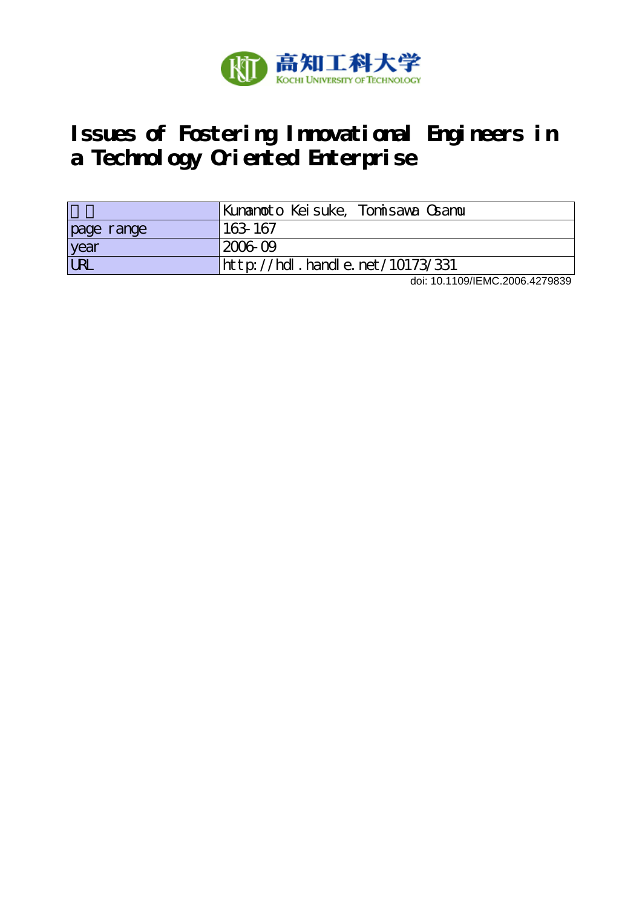高知工科大学
Kochi University of Technology

# Issues of Fostering Innovational Engineers in a Technology Oriented Enterprise

| 著者 | Kumamoto Keisuke, Tomisawa Osamu |
|---|---|
| page range | 163-167 |
| year | 2006-09 |
| URL | http://hdl.handle.net/10173/331 |

doi: 10.1109/IEMC.2006.4279839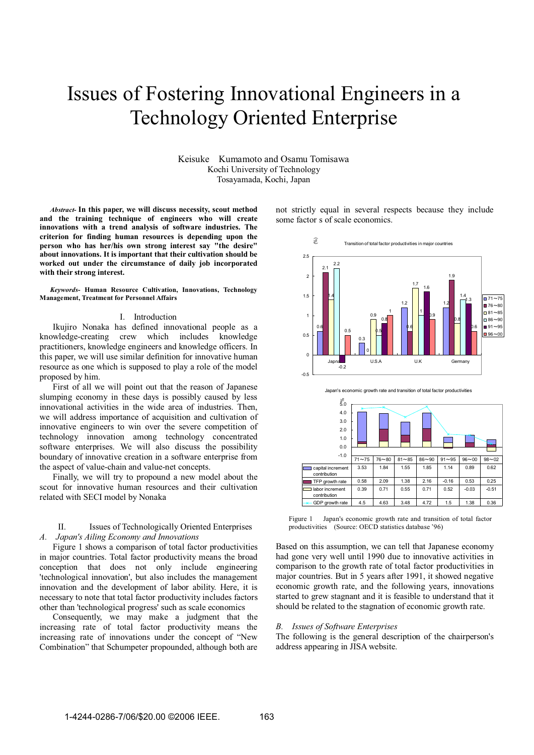# Issues of Fostering Innovational Engineers in a Technology Oriented Enterprise

Keisuke Kumamoto and Osamu Tomisawa
Kochi University of Technology
Tosayamada, Kochi, Japan

***Abstract*- In this paper, we will discuss necessity, scout method and the training technique of engineers who will create innovations with a trend analysis of software industries. The criterion for finding human resources is depending upon the person who has her/his own strong interest say "the desire" about innovations. It is important that their cultivation should be worked out under the circumstance of daily job incorporated with their strong interest.**

***Keywords*- Human Resource Cultivation, Innovations, Technology Management, Treatment for Personnel Affairs**

## I. Introduction

Ikujiro Nonaka has defined innovational people as a knowledge-creating crew which includes knowledge practitioners, knowledge engineers and knowledge officers. In this paper, we will use similar definition for innovative human resource as one which is supposed to play a role of the model proposed by him.

First of all we will point out that the reason of Japanese slumping economy in these days is possibly caused by less innovational activities in the wide area of industries. Then, we will address importance of acquisition and cultivation of innovative engineers to win over the severe competition of technology innovation among technology concentrated software enterprises. We will also discuss the possibility boundary of innovative creation in a software enterprise from the aspect of value-chain and value-net concepts.

Finally, we will try to propound a new model about the scout for innovative human resources and their cultivation related with SECI model by Nonaka

## II. Issues of Technologically Oriented Enterprises

### *A. Japan's Ailing Economy and Innovations*

Figure 1 shows a comparison of total factor productivities in major countries. Total factor productivity means the broad conception that does not only include engineering 'technological innovation', but also includes the management innovation and the development of labor ability. Here, it is necessary to note that total factor productivity includes factors other than 'technological progress' such as scale economics

Consequently, we may make a judgment that the increasing rate of total factor productivity means the increasing rate of innovations under the concept of "New Combination" that Schumpeter propounded, although both are not strictly equal in several respects because they include some factor s of scale economics.

Transition of total factor productivities in major countries

(%)

2.5
2
1.5
1
0.5
0
-0.5

Japan: 0.6, 2.1, 1.4, 2.2, -0.2, 0.5
U.S.A: 0.3, 0, 0.9, 0.5, 0.8, 1
U.K: 1.2, 0.6, 1.7, 1, 1.6, 0.9
Germany: 1.2, 1.9, 0.8, 1.4, 1.3, 0.6

71～75
76～80
81～85
86～90
91～95
96～00

Japan's economic growth rate and transition of total factor productivities

%
5.0
4.0
3.0
2.0
1.0
0.0
-1.0

| | 71～75 | 76～80 | 81～85 | 86～90 | 91～95 | 96～00 | 98～02 |
|---|---|---|---|---|---|---|---|
| capital increment contribution | 3.53 | 1.84 | 1.55 | 1.85 | 1.14 | 0.89 | 0.62 |
| TFP growth rate | 0.58 | 2.09 | 1.38 | 2.16 | -0.16 | 0.53 | 0.25 |
| labor increment contribution | 0.39 | 0.71 | 0.55 | 0.71 | 0.52 | -0.03 | -0.51 |
| GDP growth rate | 4.5 | 4.63 | 3.48 | 4.72 | 1.5 | 1.38 | 0.36 |

Figure 1 Japan's economic growth rate and transition of total factor productivities (Source: OECD statistics database '96)

Based on this assumption, we can tell that Japanese economy had gone very well until 1990 due to innovative activities in comparison to the growth rate of total factor productivities in major countries. But in 5 years after 1991, it showed negative economic growth rate, and the following years, innovations started to grew stagnant and it is feasible to understand that it should be related to the stagnation of economic growth rate.

### *B. Issues of Software Enterprises*

The following is the general description of the chairperson's address appearing in JISA website.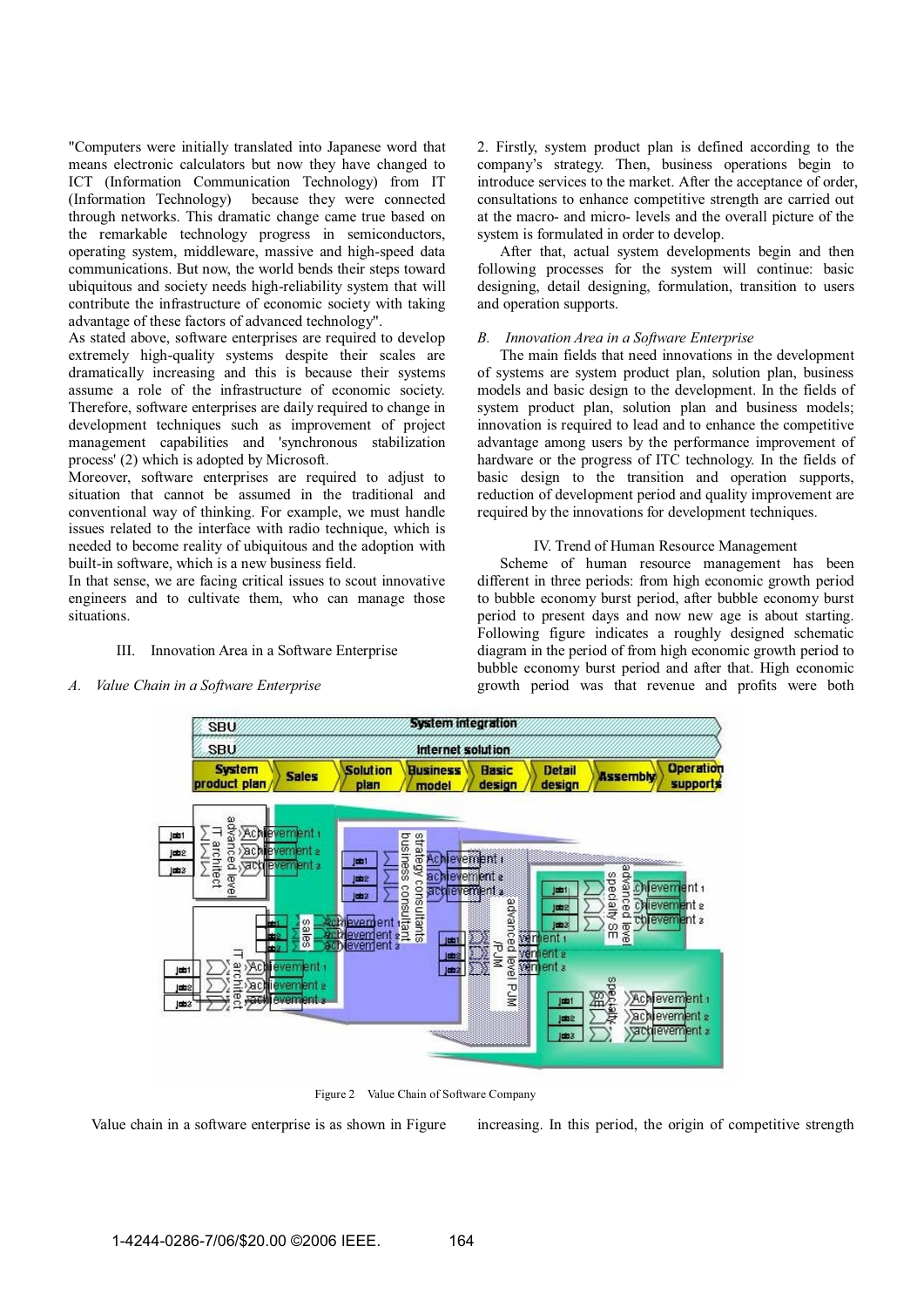"Computers were initially translated into Japanese word that means electronic calculators but now they have changed to ICT (Information Communication Technology) from IT (Information Technology) because they were connected through networks. This dramatic change came true based on the remarkable technology progress in semiconductors, operating system, middleware, massive and high-speed data communications. But now, the world bends their steps toward ubiquitous and society needs high-reliability system that will contribute the infrastructure of economic society with taking advantage of these factors of advanced technology".

As stated above, software enterprises are required to develop extremely high-quality systems despite their scales are dramatically increasing and this is because their systems assume a role of the infrastructure of economic society. Therefore, software enterprises are daily required to change in development techniques such as improvement of project management capabilities and 'synchronous stabilization process' (2) which is adopted by Microsoft.

Moreover, software enterprises are required to adjust to situation that cannot be assumed in the traditional and conventional way of thinking. For example, we must handle issues related to the interface with radio technique, which is needed to become reality of ubiquitous and the adoption with built-in software, which is a new business field.

In that sense, we are facing critical issues to scout innovative engineers and to cultivate them, who can manage those situations.

## III. Innovation Area in a Software Enterprise

### *A. Value Chain in a Software Enterprise*

Value chain in a software enterprise is as shown in Figure 2. Firstly, system product plan is defined according to the company's strategy. Then, business operations begin to introduce services to the market. After the acceptance of order, consultations to enhance competitive strength are carried out at the macro- and micro- levels and the overall picture of the system is formulated in order to develop.

After that, actual system developments begin and then following processes for the system will continue: basic designing, detail designing, formulation, transition to users and operation supports.

### *B. Innovation Area in a Software Enterprise*

The main fields that need innovations in the development of systems are system product plan, solution plan, business models and basic design to the development. In the fields of system product plan, solution plan and business models; innovation is required to lead and to enhance the competitive advantage among users by the performance improvement of hardware or the progress of ITC technology. In the fields of basic design to the transition and operation supports, reduction of development period and quality improvement are required by the innovations for development techniques.

## IV. Trend of Human Resource Management

Scheme of human resource management has been different in three periods: from high economic growth period to bubble economy burst period, after bubble economy burst period to present days and now new age is about starting. Following figure indicates a roughly designed schematic diagram in the period of from high economic growth period to bubble economy burst period and after that. High economic growth period was that revenue and profits were both increasing. In this period, the origin of competitive strength

Figure 2 Value Chain of Software Company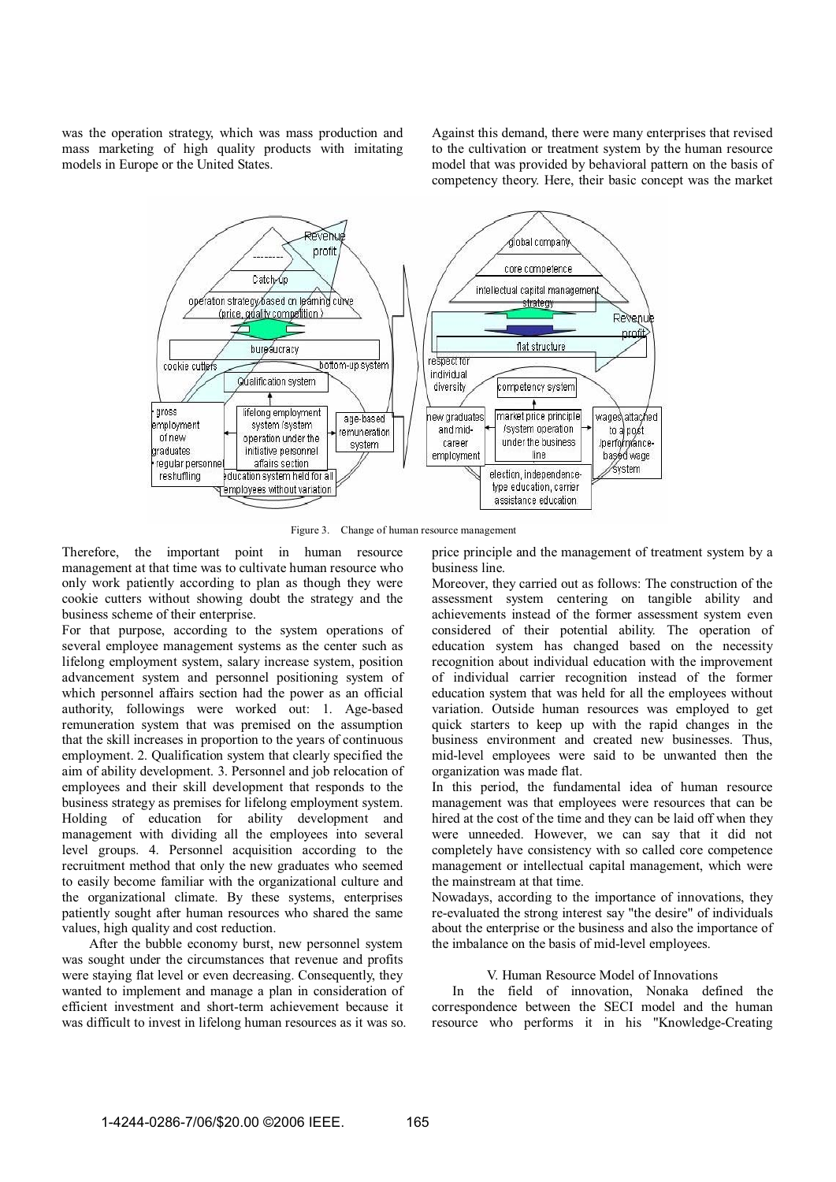was the operation strategy, which was mass production and mass marketing of high quality products with imitating models in Europe or the United States.

Therefore, the important point in human resource management at that time was to cultivate human resource who only work patiently according to plan as though they were cookie cutters without showing doubt the strategy and the business scheme of their enterprise.

For that purpose, according to the system operations of several employee management systems as the center such as lifelong employment system, salary increase system, position advancement system and personnel positioning system of which personnel affairs section had the power as an official authority, followings were worked out: 1. Age-based remuneration system that was premised on the assumption that the skill increases in proportion to the years of continuous employment. 2. Qualification system that clearly specified the aim of ability development. 3. Personnel and job relocation of employees and their skill development that responds to the business strategy as premises for lifelong employment system. Holding of education for ability development and management with dividing all the employees into several level groups. 4. Personnel acquisition according to the recruitment method that only the new graduates who seemed to easily become familiar with the organizational culture and the organizational climate. By these systems, enterprises patiently sought after human resources who shared the same values, high quality and cost reduction.

After the bubble economy burst, new personnel system was sought under the circumstances that revenue and profits were staying flat level or even decreasing. Consequently, they wanted to implement and manage a plan in consideration of efficient investment and short-term achievement because it was difficult to invest in lifelong human resources as it was so.

Revenue profit
--------
Catch-up
operation strategy based on learning curve (price, quality competition)
bureaucracy
cookie cutters
bottom-up system
Qualification system
・gross employment of new graduates
・regular personnel reshuffling
lifelong employment system /system operation under the initiative personnel affairs section
age-based remuneration system
education system held for all employees without variation

global company
core competence
intellectual capital management strategy
Revenue profit
flat structure
respect for individual diversity
competency system
new graduates and mid-career employment
market price principle /system operation under the business line
wages attached to a post /performance-based wage system
election, independence-type education, carrier assistance education

Figure 3. Change of human resource management

Against this demand, there were many enterprises that revised to the cultivation or treatment system by the human resource model that was provided by behavioral pattern on the basis of competency theory. Here, their basic concept was the market price principle and the management of treatment system by a business line.

Moreover, they carried out as follows: The construction of the assessment system centering on tangible ability and achievements instead of the former assessment system even considered of their potential ability. The operation of education system has changed based on the necessity recognition about individual education with the improvement of individual carrier recognition instead of the former education system that was held for all the employees without variation. Outside human resources was employed to get quick starters to keep up with the rapid changes in the business environment and created new businesses. Thus, mid-level employees were said to be unwanted then the organization was made flat.

In this period, the fundamental idea of human resource management was that employees were resources that can be hired at the cost of the time and they can be laid off when they were unneeded. However, we can say that it did not completely have consistency with so called core competence management or intellectual capital management, which were the mainstream at that time.

Nowadays, according to the importance of innovations, they re-evaluated the strong interest say "the desire" of individuals about the enterprise or the business and also the importance of the imbalance on the basis of mid-level employees.

## V. Human Resource Model of Innovations

In the field of innovation, Nonaka defined the correspondence between the SECI model and the human resource who performs it in his "Knowledge-Creating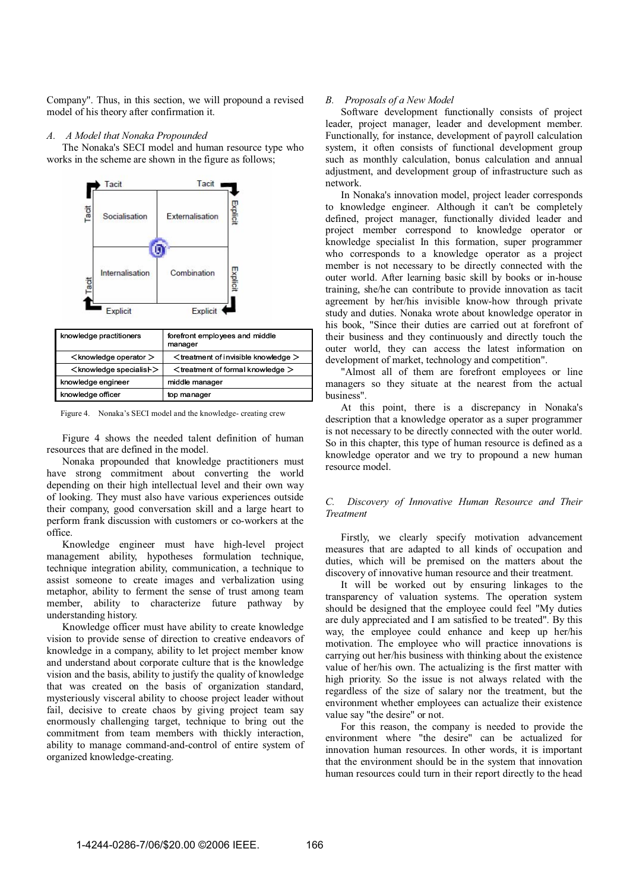Company". Thus, in this section, we will propound a revised model of his theory after confirmation it.

### A. A Model that Nonaka Propounded

The Nonaka's SECI model and human resource type who works in the scheme are shown in the figure as follows;

Tacit
Tacit
Tacit
Tacit
Socialisation
Externalisation
Explicit
Internalisation
Combination
Explicit
Explicit
Explicit

| | |
|---|---|
| knowledge practitioners | forefront employees and middle manager |
| ＜knowledge operator＞ | ＜treatment of invisible knowledge＞ |
| ＜knowledge specialist＞ | ＜treatment of formal knowledge＞ |
| knowledge engineer | middle manager |
| knowledge officer | top manager |

Figure 4. Nonaka's SECI model and the knowledge- creating crew

Figure 4 shows the needed talent definition of human resources that are defined in the model.

Nonaka propounded that knowledge practitioners must have strong commitment about converting the world depending on their high intellectual level and their own way of looking. They must also have various experiences outside their company, good conversation skill and a large heart to perform frank discussion with customers or co-workers at the office.

Knowledge engineer must have high-level project management ability, hypotheses formulation technique, technique integration ability, communication, a technique to assist someone to create images and verbalization using metaphor, ability to ferment the sense of trust among team member, ability to characterize future pathway by understanding history.

Knowledge officer must have ability to create knowledge vision to provide sense of direction to creative endeavors of knowledge in a company, ability to let project member know and understand about corporate culture that is the knowledge vision and the basis, ability to justify the quality of knowledge that was created on the basis of organization standard, mysteriously visceral ability to choose project leader without fail, decisive to create chaos by giving project team say enormously challenging target, technique to bring out the commitment from team members with thickly interaction, ability to manage command-and-control of entire system of organized knowledge-creating.

### B. Proposals of a New Model

Software development functionally consists of project leader, project manager, leader and development member. Functionally, for instance, development of payroll calculation system, it often consists of functional development group such as monthly calculation, bonus calculation and annual adjustment, and development group of infrastructure such as network.

In Nonaka's innovation model, project leader corresponds to knowledge engineer. Although it can't be completely defined, project manager, functionally divided leader and project member correspond to knowledge operator or knowledge specialist In this formation, super programmer who corresponds to a knowledge operator as a project member is not necessary to be directly connected with the outer world. After learning basic skill by books or in-house training, she/he can contribute to provide innovation as tacit agreement by her/his invisible know-how through private study and duties. Nonaka wrote about knowledge operator in his book, "Since their duties are carried out at forefront of their business and they continuously and directly touch the outer world, they can access the latest information on development of market, technology and competition".

"Almost all of them are forefront employees or line managers so they situate at the nearest from the actual business".

At this point, there is a discrepancy in Nonaka's description that a knowledge operator as a super programmer is not necessary to be directly connected with the outer world. So in this chapter, this type of human resource is defined as a knowledge operator and we try to propound a new human resource model.

### C. Discovery of Innovative Human Resource and Their Treatment

Firstly, we clearly specify motivation advancement measures that are adapted to all kinds of occupation and duties, which will be premised on the matters about the discovery of innovative human resource and their treatment.

It will be worked out by ensuring linkages to the transparency of valuation systems. The operation system should be designed that the employee could feel "My duties are duly appreciated and I am satisfied to be treated". By this way, the employee could enhance and keep up her/his motivation. The employee who will practice innovations is carrying out her/his business with thinking about the existence value of her/his own. The actualizing is the first matter with high priority. So the issue is not always related with the regardless of the size of salary nor the treatment, but the environment whether employees can actualize their existence value say "the desire" or not.

For this reason, the company is needed to provide the environment where "the desire" can be actualized for innovation human resources. In other words, it is important that the environment should be in the system that innovation human resources could turn in their report directly to the head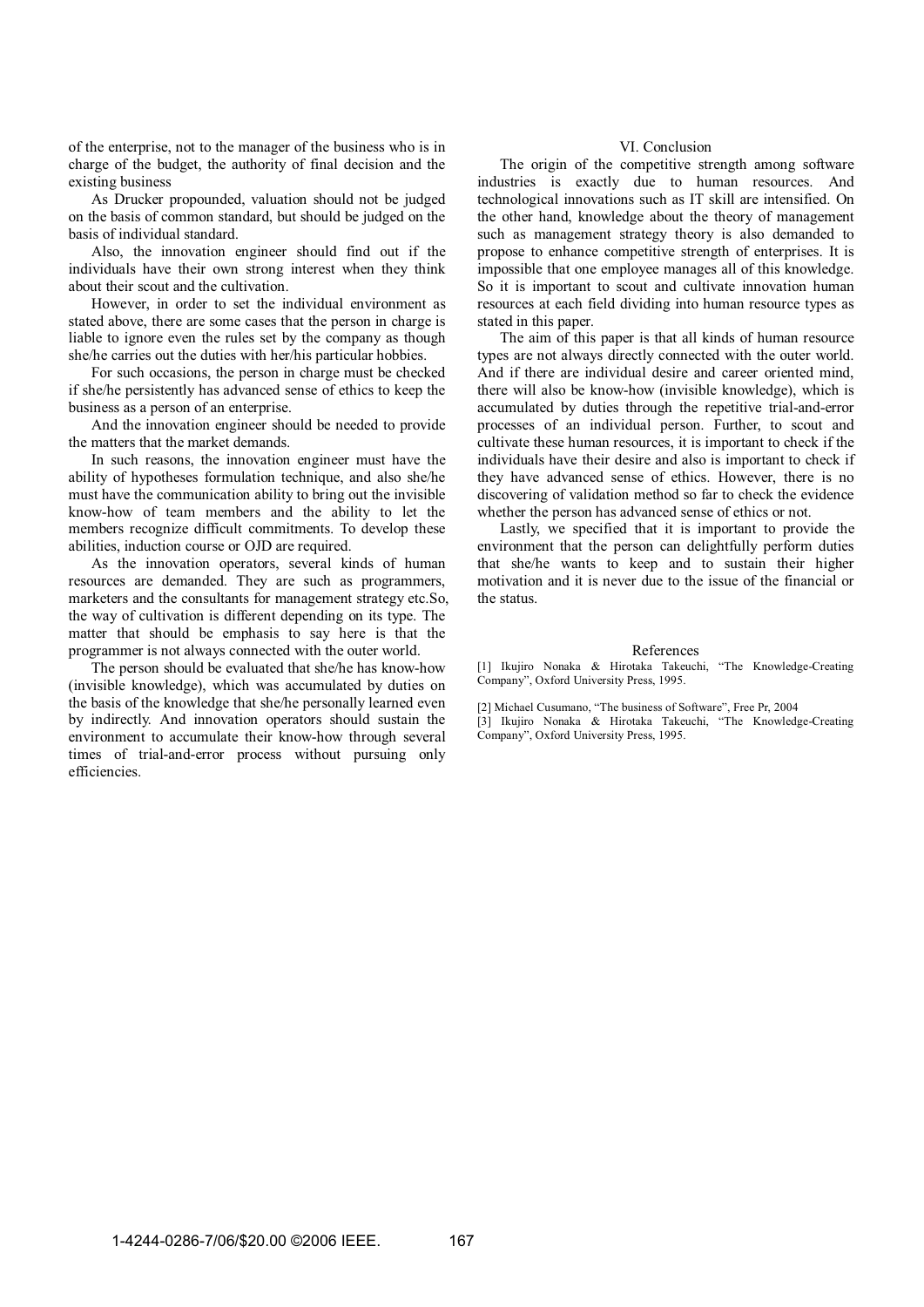of the enterprise, not to the manager of the business who is in charge of the budget, the authority of final decision and the existing business

As Drucker propounded, valuation should not be judged on the basis of common standard, but should be judged on the basis of individual standard.

Also, the innovation engineer should find out if the individuals have their own strong interest when they think about their scout and the cultivation.

However, in order to set the individual environment as stated above, there are some cases that the person in charge is liable to ignore even the rules set by the company as though she/he carries out the duties with her/his particular hobbies.

For such occasions, the person in charge must be checked if she/he persistently has advanced sense of ethics to keep the business as a person of an enterprise.

And the innovation engineer should be needed to provide the matters that the market demands.

In such reasons, the innovation engineer must have the ability of hypotheses formulation technique, and also she/he must have the communication ability to bring out the invisible know-how of team members and the ability to let the members recognize difficult commitments. To develop these abilities, induction course or OJD are required.

As the innovation operators, several kinds of human resources are demanded. They are such as programmers, marketers and the consultants for management strategy etc.So, the way of cultivation is different depending on its type. The matter that should be emphasis to say here is that the programmer is not always connected with the outer world.

The person should be evaluated that she/he has know-how (invisible knowledge), which was accumulated by duties on the basis of the knowledge that she/he personally learned even by indirectly. And innovation operators should sustain the environment to accumulate their know-how through several times of trial-and-error process without pursuing only efficiencies.

## VI. Conclusion

The origin of the competitive strength among software industries is exactly due to human resources. And technological innovations such as IT skill are intensified. On the other hand, knowledge about the theory of management such as management strategy theory is also demanded to propose to enhance competitive strength of enterprises. It is impossible that one employee manages all of this knowledge. So it is important to scout and cultivate innovation human resources at each field dividing into human resource types as stated in this paper.

The aim of this paper is that all kinds of human resource types are not always directly connected with the outer world. And if there are individual desire and career oriented mind, there will also be know-how (invisible knowledge), which is accumulated by duties through the repetitive trial-and-error processes of an individual person. Further, to scout and cultivate these human resources, it is important to check if the individuals have their desire and also is important to check if they have advanced sense of ethics. However, there is no discovering of validation method so far to check the evidence whether the person has advanced sense of ethics or not.

Lastly, we specified that it is important to provide the environment that the person can delightfully perform duties that she/he wants to keep and to sustain their higher motivation and it is never due to the issue of the financial or the status.

## References

[1] Ikujiro Nonaka & Hirotaka Takeuchi, "The Knowledge-Creating Company", Oxford University Press, 1995.

[2] Michael Cusumano, "The business of Software", Free Pr, 2004

[3] Ikujiro Nonaka & Hirotaka Takeuchi, "The Knowledge-Creating Company", Oxford University Press, 1995.